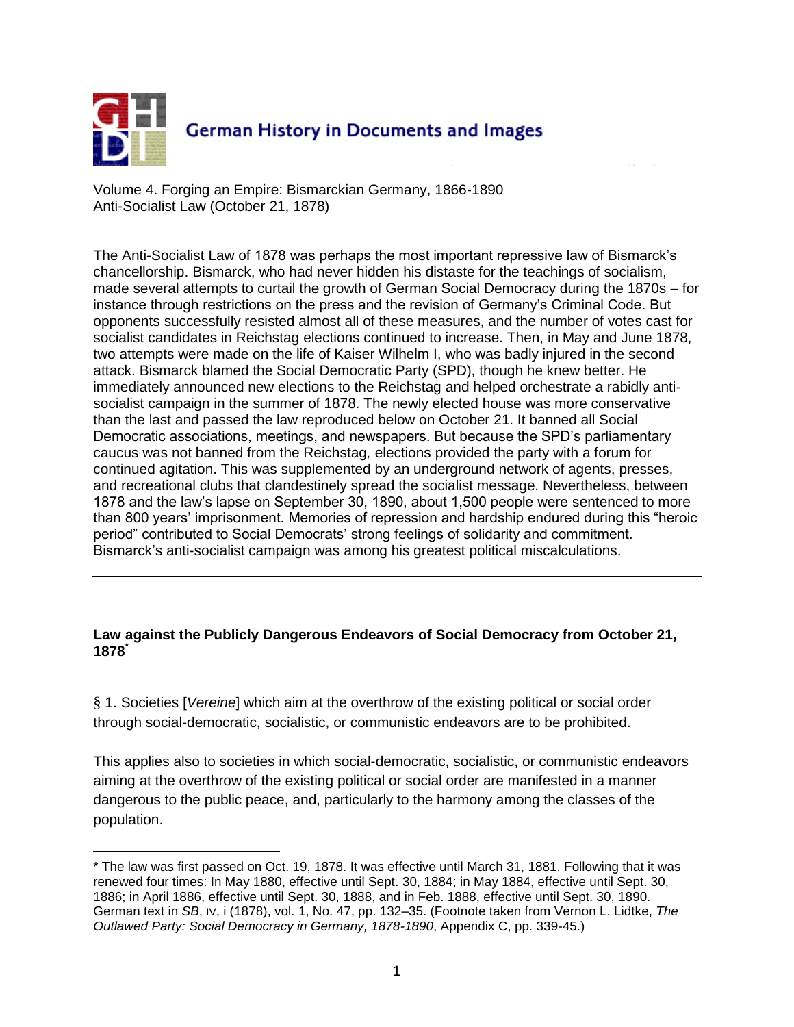German History in Documents and Images

Volume 4. Forging an Empire: Bismarckian Germany, 1866-1890
Anti-Socialist Law (October 21, 1878)

The Anti-Socialist Law of 1878 was perhaps the most important repressive law of Bismarck's chancellorship. Bismarck, who had never hidden his distaste for the teachings of socialism, made several attempts to curtail the growth of German Social Democracy during the 1870s – for instance through restrictions on the press and the revision of Germany's Criminal Code. But opponents successfully resisted almost all of these measures, and the number of votes cast for socialist candidates in Reichstag elections continued to increase. Then, in May and June 1878, two attempts were made on the life of Kaiser Wilhelm I, who was badly injured in the second attack. Bismarck blamed the Social Democratic Party (SPD), though he knew better. He immediately announced new elections to the Reichstag and helped orchestrate a rabidly anti-socialist campaign in the summer of 1878. The newly elected house was more conservative than the last and passed the law reproduced below on October 21. It banned all Social Democratic associations, meetings, and newspapers. But because the SPD's parliamentary caucus was not banned from the Reichstag, elections provided the party with a forum for continued agitation. This was supplemented by an underground network of agents, presses, and recreational clubs that clandestinely spread the socialist message. Nevertheless, between 1878 and the law's lapse on September 30, 1890, about 1,500 people were sentenced to more than 800 years' imprisonment. Memories of repression and hardship endured during this "heroic period" contributed to Social Democrats' strong feelings of solidarity and commitment. Bismarck's anti-socialist campaign was among his greatest political miscalculations.

---

**Law against the Publicly Dangerous Endeavors of Social Democracy from October 21, 1878**[*]

§ 1. Societies [*Vereine*] which aim at the overthrow of the existing political or social order through social-democratic, socialistic, or communistic endeavors are to be prohibited.

This applies also to societies in which social-democratic, socialistic, or communistic endeavors aiming at the overthrow of the existing political or social order are manifested in a manner dangerous to the public peace, and, particularly to the harmony among the classes of the population.

---

[*] The law was first passed on Oct. 19, 1878. It was effective until March 31, 1881. Following that it was renewed four times: In May 1880, effective until Sept. 30, 1884; in May 1884, effective until Sept. 30, 1886; in April 1886, effective until Sept. 30, 1888, and in Feb. 1888, effective until Sept. 30, 1890. German text in *SB*, IV, i (1878), vol. 1, No. 47, pp. 132–35. (Footnote taken from Vernon L. Lidtke, *The Outlawed Party: Social Democracy in Germany, 1878-1890*, Appendix C, pp. 339-45.)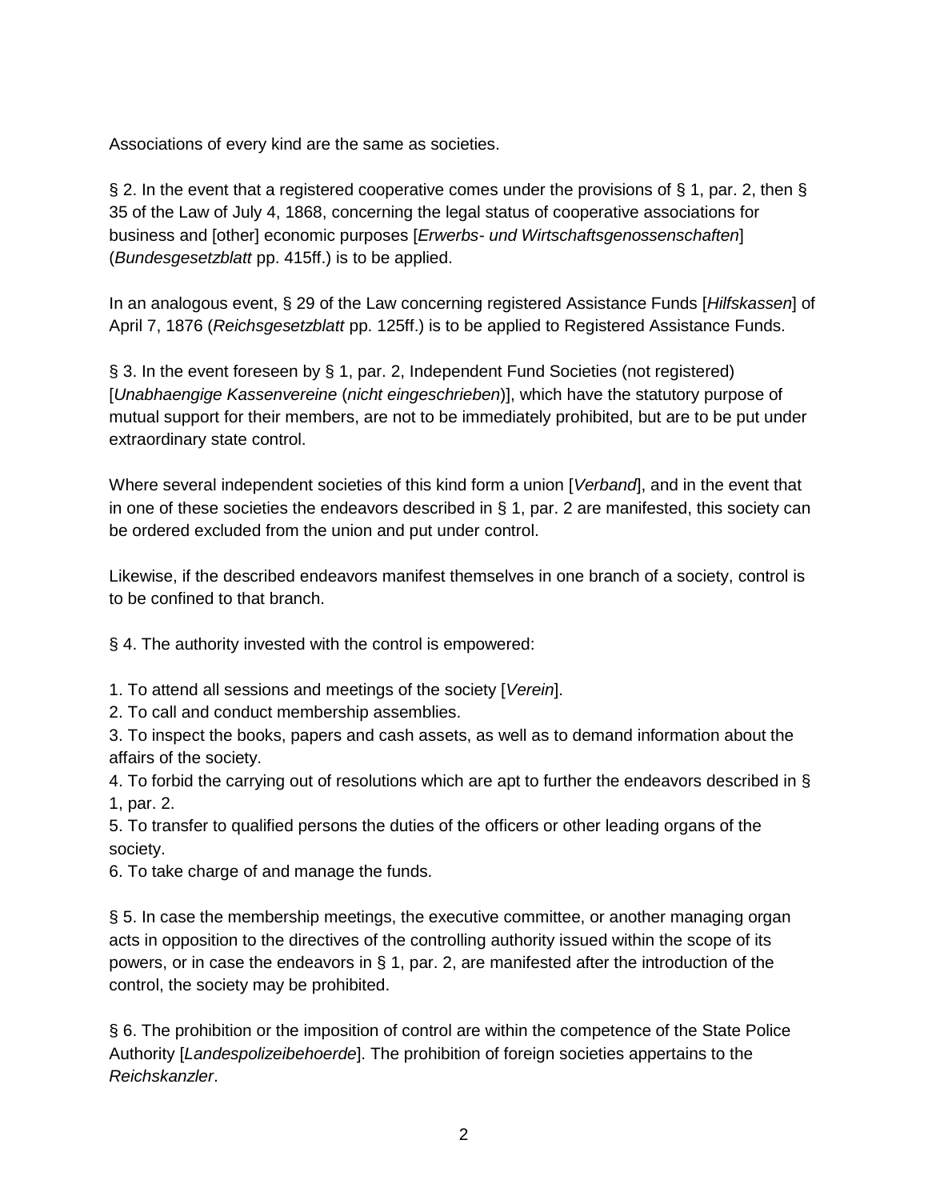Associations of every kind are the same as societies.

§ 2. In the event that a registered cooperative comes under the provisions of § 1, par. 2, then § 35 of the Law of July 4, 1868, concerning the legal status of cooperative associations for business and [other] economic purposes [*Erwerbs- und Wirtschaftsgenossenschaften*] (*Bundesgesetzblatt* pp. 415ff.) is to be applied.

In an analogous event, § 29 of the Law concerning registered Assistance Funds [*Hilfskassen*] of April 7, 1876 (*Reichsgesetzblatt* pp. 125ff.) is to be applied to Registered Assistance Funds.

§ 3. In the event foreseen by § 1, par. 2, Independent Fund Societies (not registered) [*Unabhaengige Kassenvereine* (*nicht eingeschrieben*)], which have the statutory purpose of mutual support for their members, are not to be immediately prohibited, but are to be put under extraordinary state control.

Where several independent societies of this kind form a union [*Verband*], and in the event that in one of these societies the endeavors described in § 1, par. 2 are manifested, this society can be ordered excluded from the union and put under control.

Likewise, if the described endeavors manifest themselves in one branch of a society, control is to be confined to that branch.

§ 4. The authority invested with the control is empowered:

1. To attend all sessions and meetings of the society [*Verein*].
2. To call and conduct membership assemblies.
3. To inspect the books, papers and cash assets, as well as to demand information about the affairs of the society.
4. To forbid the carrying out of resolutions which are apt to further the endeavors described in § 1, par. 2.
5. To transfer to qualified persons the duties of the officers or other leading organs of the society.
6. To take charge of and manage the funds.

§ 5. In case the membership meetings, the executive committee, or another managing organ acts in opposition to the directives of the controlling authority issued within the scope of its powers, or in case the endeavors in § 1, par. 2, are manifested after the introduction of the control, the society may be prohibited.

§ 6. The prohibition or the imposition of control are within the competence of the State Police Authority [*Landespolizeibehoerde*]. The prohibition of foreign societies appertains to the *Reichskanzler*.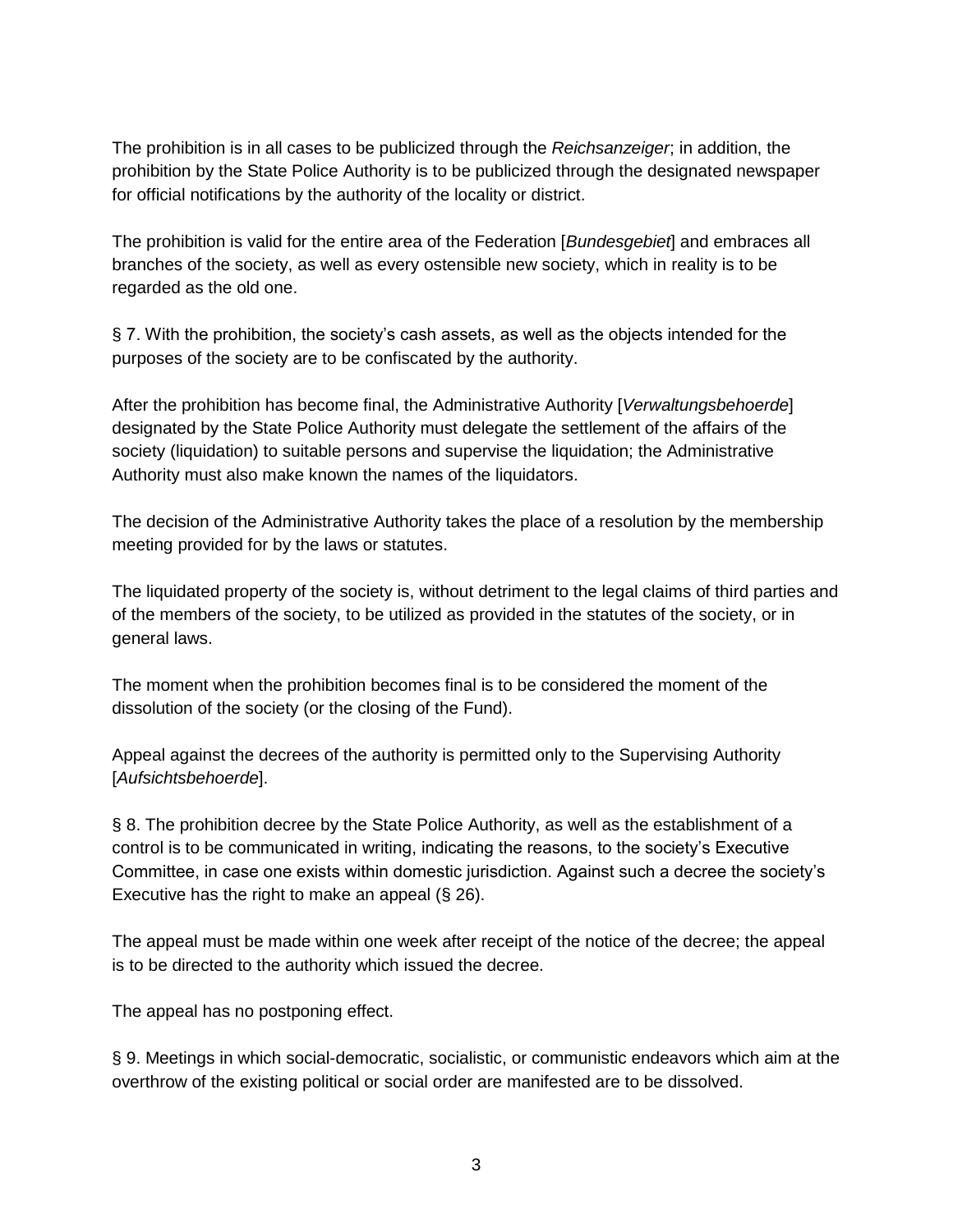The prohibition is in all cases to be publicized through the *Reichsanzeiger*; in addition, the prohibition by the State Police Authority is to be publicized through the designated newspaper for official notifications by the authority of the locality or district.

The prohibition is valid for the entire area of the Federation [*Bundesgebiet*] and embraces all branches of the society, as well as every ostensible new society, which in reality is to be regarded as the old one.

§ 7. With the prohibition, the society's cash assets, as well as the objects intended for the purposes of the society are to be confiscated by the authority.

After the prohibition has become final, the Administrative Authority [*Verwaltungsbehoerde*] designated by the State Police Authority must delegate the settlement of the affairs of the society (liquidation) to suitable persons and supervise the liquidation; the Administrative Authority must also make known the names of the liquidators.

The decision of the Administrative Authority takes the place of a resolution by the membership meeting provided for by the laws or statutes.

The liquidated property of the society is, without detriment to the legal claims of third parties and of the members of the society, to be utilized as provided in the statutes of the society, or in general laws.

The moment when the prohibition becomes final is to be considered the moment of the dissolution of the society (or the closing of the Fund).

Appeal against the decrees of the authority is permitted only to the Supervising Authority [*Aufsichtsbehoerde*].

§ 8. The prohibition decree by the State Police Authority, as well as the establishment of a control is to be communicated in writing, indicating the reasons, to the society's Executive Committee, in case one exists within domestic jurisdiction. Against such a decree the society's Executive has the right to make an appeal (§ 26).

The appeal must be made within one week after receipt of the notice of the decree; the appeal is to be directed to the authority which issued the decree.

The appeal has no postponing effect.

§ 9. Meetings in which social-democratic, socialistic, or communistic endeavors which aim at the overthrow of the existing political or social order are manifested are to be dissolved.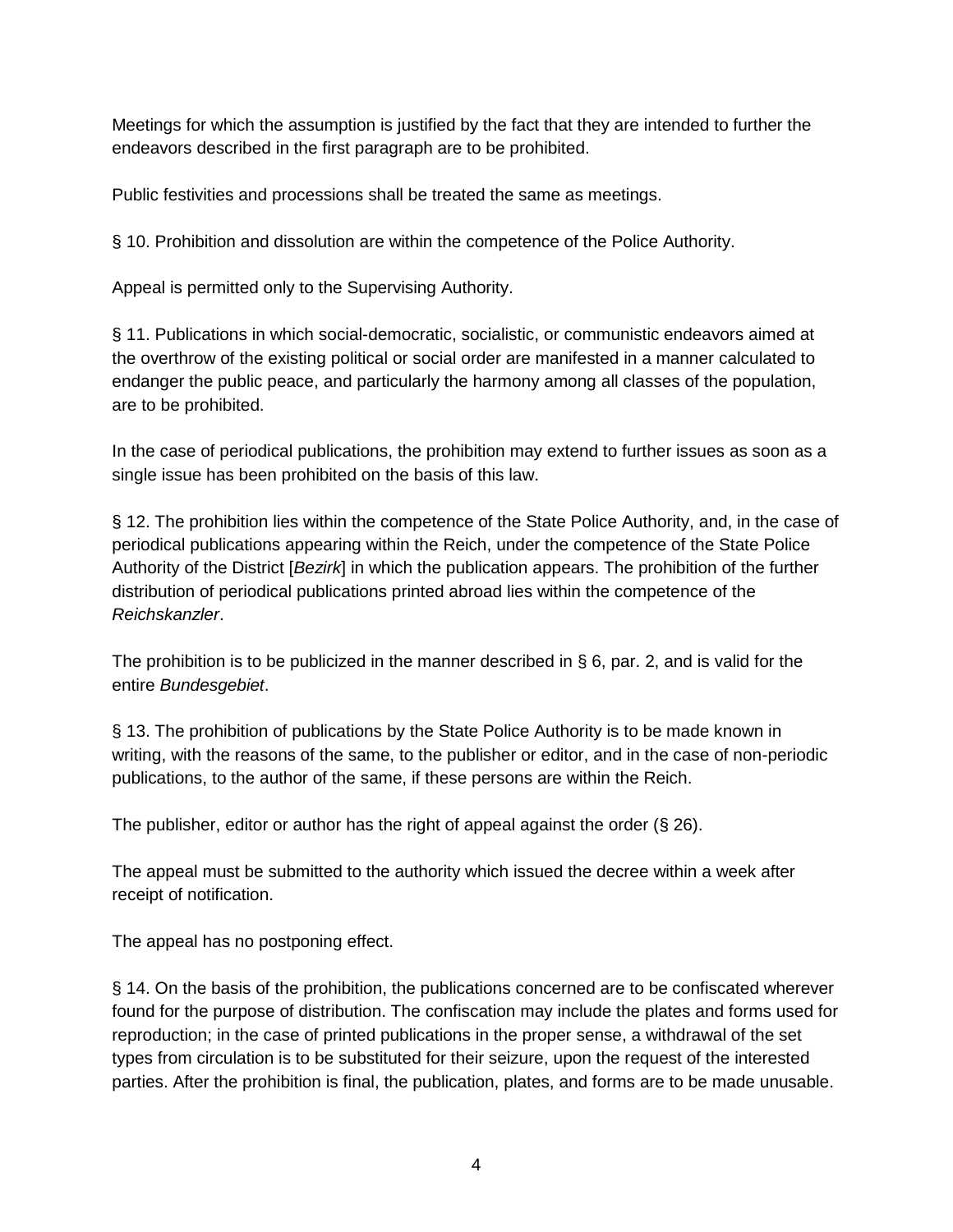Meetings for which the assumption is justified by the fact that they are intended to further the endeavors described in the first paragraph are to be prohibited.

Public festivities and processions shall be treated the same as meetings.

§ 10. Prohibition and dissolution are within the competence of the Police Authority.

Appeal is permitted only to the Supervising Authority.

§ 11. Publications in which social-democratic, socialistic, or communistic endeavors aimed at the overthrow of the existing political or social order are manifested in a manner calculated to endanger the public peace, and particularly the harmony among all classes of the population, are to be prohibited.

In the case of periodical publications, the prohibition may extend to further issues as soon as a single issue has been prohibited on the basis of this law.

§ 12. The prohibition lies within the competence of the State Police Authority, and, in the case of periodical publications appearing within the Reich, under the competence of the State Police Authority of the District [*Bezirk*] in which the publication appears. The prohibition of the further distribution of periodical publications printed abroad lies within the competence of the *Reichskanzler*.

The prohibition is to be publicized in the manner described in § 6, par. 2, and is valid for the entire *Bundesgebiet*.

§ 13. The prohibition of publications by the State Police Authority is to be made known in writing, with the reasons of the same, to the publisher or editor, and in the case of non-periodic publications, to the author of the same, if these persons are within the Reich.

The publisher, editor or author has the right of appeal against the order (§ 26).

The appeal must be submitted to the authority which issued the decree within a week after receipt of notification.

The appeal has no postponing effect.

§ 14. On the basis of the prohibition, the publications concerned are to be confiscated wherever found for the purpose of distribution. The confiscation may include the plates and forms used for reproduction; in the case of printed publications in the proper sense, a withdrawal of the set types from circulation is to be substituted for their seizure, upon the request of the interested parties. After the prohibition is final, the publication, plates, and forms are to be made unusable.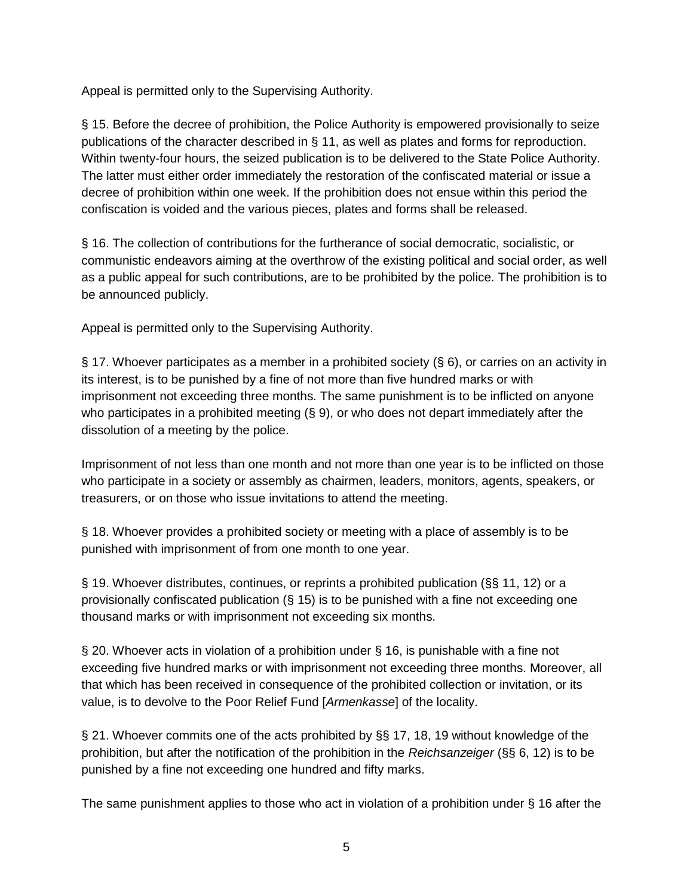Appeal is permitted only to the Supervising Authority.

§ 15. Before the decree of prohibition, the Police Authority is empowered provisionally to seize publications of the character described in § 11, as well as plates and forms for reproduction. Within twenty-four hours, the seized publication is to be delivered to the State Police Authority. The latter must either order immediately the restoration of the confiscated material or issue a decree of prohibition within one week. If the prohibition does not ensue within this period the confiscation is voided and the various pieces, plates and forms shall be released.

§ 16. The collection of contributions for the furtherance of social democratic, socialistic, or communistic endeavors aiming at the overthrow of the existing political and social order, as well as a public appeal for such contributions, are to be prohibited by the police. The prohibition is to be announced publicly.

Appeal is permitted only to the Supervising Authority.

§ 17. Whoever participates as a member in a prohibited society (§ 6), or carries on an activity in its interest, is to be punished by a fine of not more than five hundred marks or with imprisonment not exceeding three months. The same punishment is to be inflicted on anyone who participates in a prohibited meeting (§ 9), or who does not depart immediately after the dissolution of a meeting by the police.

Imprisonment of not less than one month and not more than one year is to be inflicted on those who participate in a society or assembly as chairmen, leaders, monitors, agents, speakers, or treasurers, or on those who issue invitations to attend the meeting.

§ 18. Whoever provides a prohibited society or meeting with a place of assembly is to be punished with imprisonment of from one month to one year.

§ 19. Whoever distributes, continues, or reprints a prohibited publication (§§ 11, 12) or a provisionally confiscated publication (§ 15) is to be punished with a fine not exceeding one thousand marks or with imprisonment not exceeding six months.

§ 20. Whoever acts in violation of a prohibition under § 16, is punishable with a fine not exceeding five hundred marks or with imprisonment not exceeding three months. Moreover, all that which has been received in consequence of the prohibited collection or invitation, or its value, is to devolve to the Poor Relief Fund [*Armenkasse*] of the locality.

§ 21. Whoever commits one of the acts prohibited by §§ 17, 18, 19 without knowledge of the prohibition, but after the notification of the prohibition in the *Reichsanzeiger* (§§ 6, 12) is to be punished by a fine not exceeding one hundred and fifty marks.

The same punishment applies to those who act in violation of a prohibition under § 16 after the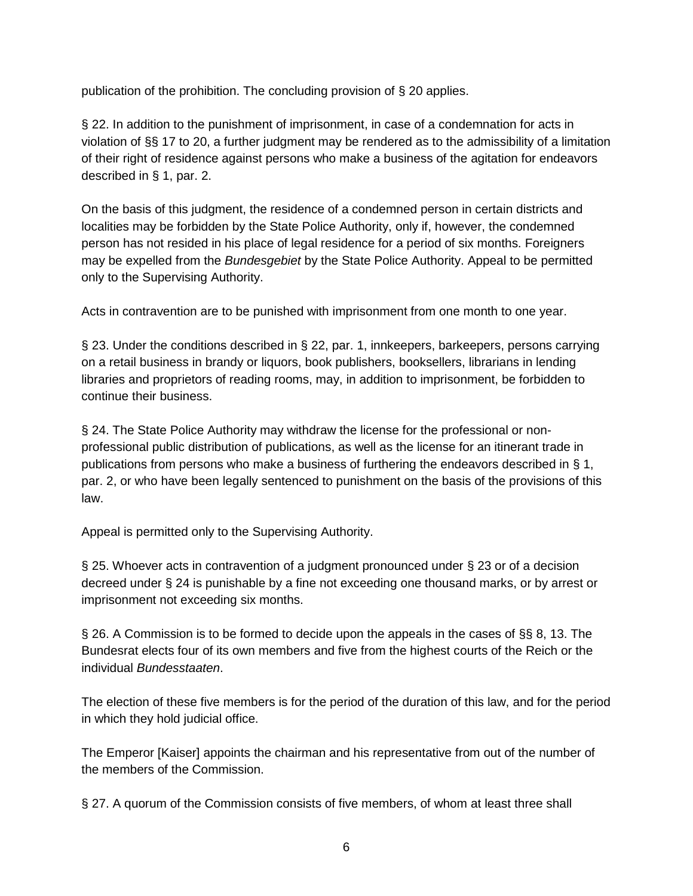publication of the prohibition. The concluding provision of § 20 applies.

§ 22. In addition to the punishment of imprisonment, in case of a condemnation for acts in violation of §§ 17 to 20, a further judgment may be rendered as to the admissibility of a limitation of their right of residence against persons who make a business of the agitation for endeavors described in § 1, par. 2.

On the basis of this judgment, the residence of a condemned person in certain districts and localities may be forbidden by the State Police Authority, only if, however, the condemned person has not resided in his place of legal residence for a period of six months. Foreigners may be expelled from the *Bundesgebiet* by the State Police Authority. Appeal to be permitted only to the Supervising Authority.

Acts in contravention are to be punished with imprisonment from one month to one year.

§ 23. Under the conditions described in § 22, par. 1, innkeepers, barkeepers, persons carrying on a retail business in brandy or liquors, book publishers, booksellers, librarians in lending libraries and proprietors of reading rooms, may, in addition to imprisonment, be forbidden to continue their business.

§ 24. The State Police Authority may withdraw the license for the professional or non-professional public distribution of publications, as well as the license for an itinerant trade in publications from persons who make a business of furthering the endeavors described in § 1, par. 2, or who have been legally sentenced to punishment on the basis of the provisions of this law.

Appeal is permitted only to the Supervising Authority.

§ 25. Whoever acts in contravention of a judgment pronounced under § 23 or of a decision decreed under § 24 is punishable by a fine not exceeding one thousand marks, or by arrest or imprisonment not exceeding six months.

§ 26. A Commission is to be formed to decide upon the appeals in the cases of §§ 8, 13. The Bundesrat elects four of its own members and five from the highest courts of the Reich or the individual *Bundesstaaten*.

The election of these five members is for the period of the duration of this law, and for the period in which they hold judicial office.

The Emperor [Kaiser] appoints the chairman and his representative from out of the number of the members of the Commission.

§ 27. A quorum of the Commission consists of five members, of whom at least three shall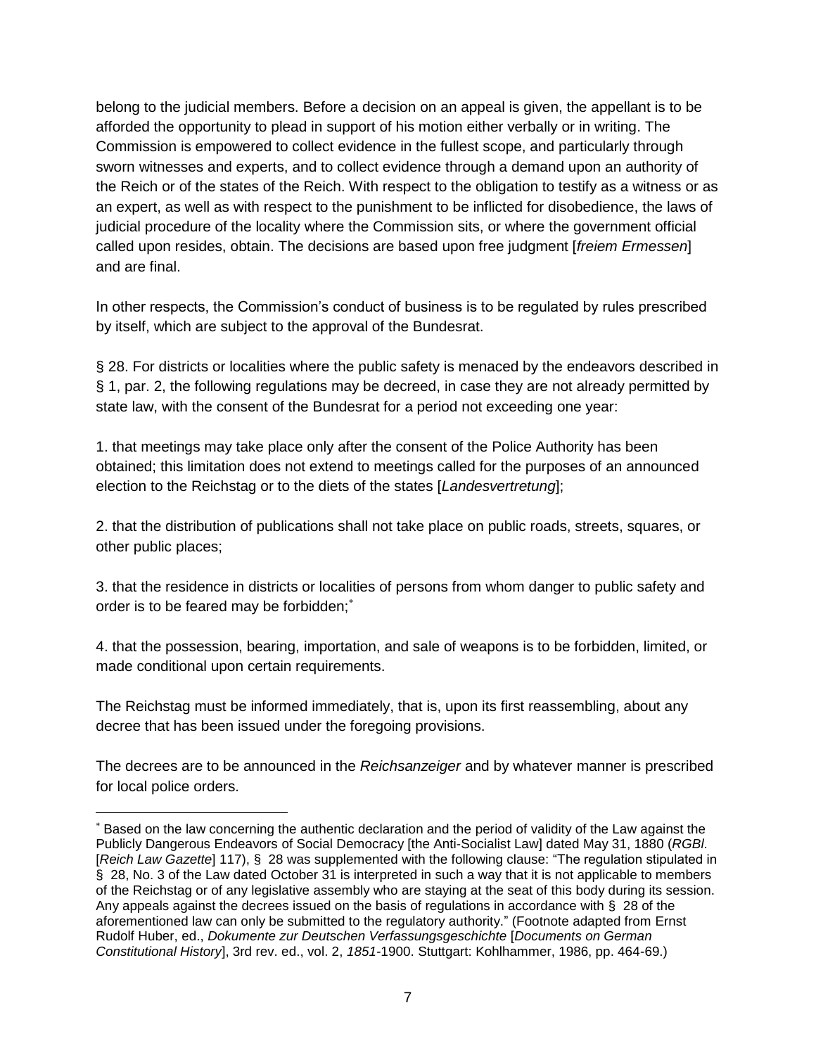belong to the judicial members. Before a decision on an appeal is given, the appellant is to be afforded the opportunity to plead in support of his motion either verbally or in writing. The Commission is empowered to collect evidence in the fullest scope, and particularly through sworn witnesses and experts, and to collect evidence through a demand upon an authority of the Reich or of the states of the Reich. With respect to the obligation to testify as a witness or as an expert, as well as with respect to the punishment to be inflicted for disobedience, the laws of judicial procedure of the locality where the Commission sits, or where the government official called upon resides, obtain. The decisions are based upon free judgment [*freiem Ermessen*] and are final.

In other respects, the Commission's conduct of business is to be regulated by rules prescribed by itself, which are subject to the approval of the Bundesrat.

§ 28. For districts or localities where the public safety is menaced by the endeavors described in § 1, par. 2, the following regulations may be decreed, in case they are not already permitted by state law, with the consent of the Bundesrat for a period not exceeding one year:

1. that meetings may take place only after the consent of the Police Authority has been obtained; this limitation does not extend to meetings called for the purposes of an announced election to the Reichstag or to the diets of the states [*Landesvertretung*];

2. that the distribution of publications shall not take place on public roads, streets, squares, or other public places;

3. that the residence in districts or localities of persons from whom danger to public safety and order is to be feared may be forbidden;[*]

4. that the possession, bearing, importation, and sale of weapons is to be forbidden, limited, or made conditional upon certain requirements.

The Reichstag must be informed immediately, that is, upon its first reassembling, about any decree that has been issued under the foregoing provisions.

The decrees are to be announced in the *Reichsanzeiger* and by whatever manner is prescribed for local police orders.

---

[*] Based on the law concerning the authentic declaration and the period of validity of the Law against the Publicly Dangerous Endeavors of Social Democracy [the Anti-Socialist Law] dated May 31, 1880 (*RGBl.* [*Reich Law Gazette*] 117), § 28 was supplemented with the following clause: "The regulation stipulated in § 28, No. 3 of the Law dated October 31 is interpreted in such a way that it is not applicable to members of the Reichstag or of any legislative assembly who are staying at the seat of this body during its session. Any appeals against the decrees issued on the basis of regulations in accordance with § 28 of the aforementioned law can only be submitted to the regulatory authority." (Footnote adapted from Ernst Rudolf Huber, ed., *Dokumente zur Deutschen Verfassungsgeschichte* [*Documents on German Constitutional History*], 3rd rev. ed., vol. 2, *1851*-1900. Stuttgart: Kohlhammer, 1986, pp. 464-69.)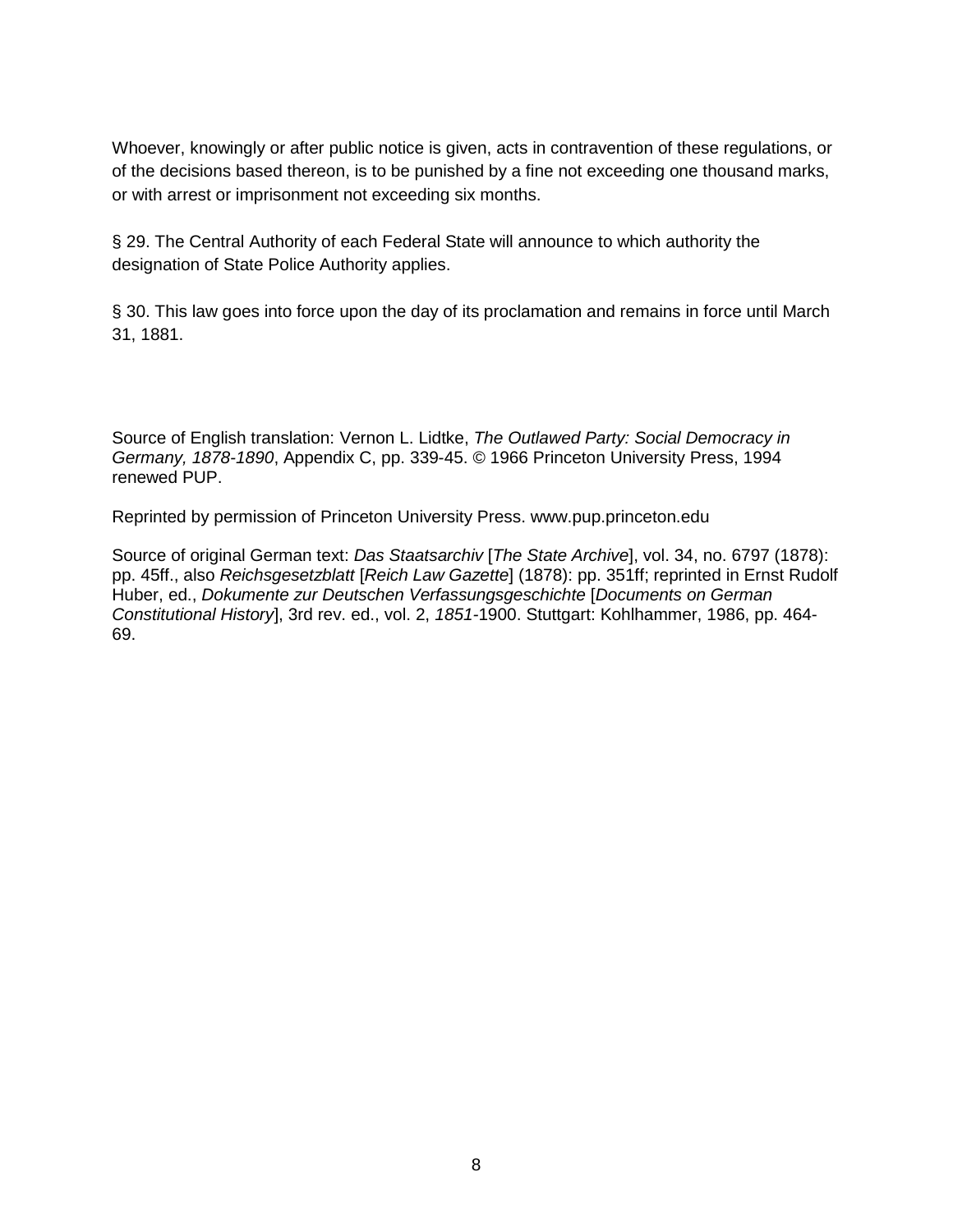Whoever, knowingly or after public notice is given, acts in contravention of these regulations, or of the decisions based thereon, is to be punished by a fine not exceeding one thousand marks, or with arrest or imprisonment not exceeding six months.

§ 29. The Central Authority of each Federal State will announce to which authority the designation of State Police Authority applies.

§ 30. This law goes into force upon the day of its proclamation and remains in force until March 31, 1881.

Source of English translation: Vernon L. Lidtke, *The Outlawed Party: Social Democracy in Germany, 1878-1890*, Appendix C, pp. 339-45. © 1966 Princeton University Press, 1994 renewed PUP.

Reprinted by permission of Princeton University Press. www.pup.princeton.edu

Source of original German text: *Das Staatsarchiv* [*The State Archive*], vol. 34, no. 6797 (1878): pp. 45ff., also *Reichsgesetzblatt* [*Reich Law Gazette*] (1878): pp. 351ff; reprinted in Ernst Rudolf Huber, ed., *Dokumente zur Deutschen Verfassungsgeschichte* [*Documents on German Constitutional History*], 3rd rev. ed., vol. 2, *1851*-1900. Stuttgart: Kohlhammer, 1986, pp. 464-69.